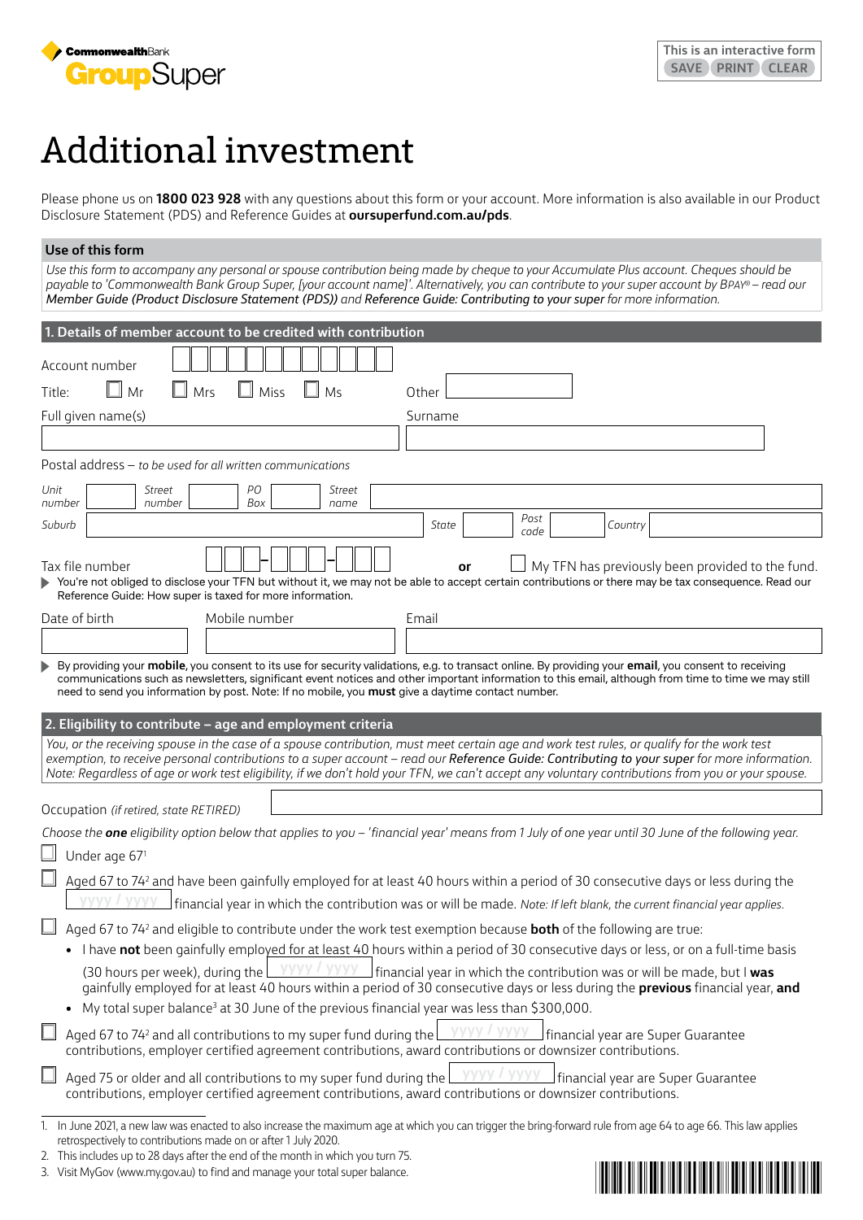CommonwealthBank GroupSuper

This is an interactive form SAVE PRINT CLEAR

# Additional investment

Please phone us on **1800 023 928** with any questions about this form or your account. More information is also available in our Product Disclosure Statement (PDS) and Reference Guides at **oursuperfund.com.au/pds**.

## Use of this form

*Use this form to accompany any personal or spouse contribution being made by cheque to your Accumulate Plus account. Cheques should be payable to 'Commonwealth Bank Group Super, [your account name]'. Alternatively, you can contribute to your super account by BPAY® – read our Member Guide (Product Disclosure Statement (PDS)) and Reference Guide: Contributing to your super for more information.*

## 1. Details of member account to be credited with contribution

Account number

Title: ☐ Mr ☐ Mrs ☐ Miss ☐ Ms Other

Full given name(s)

Surname

Postal address – *to be used for all written communications*

*Unit number* *Street number* *PO Box* *Street name*

*Suburb* *State* *Post code* *Country*

Tax file number ___ ___ ___ – ___ ___ ___ – ___ ___ ___ **or** ☐ My TFN has previously been provided to the fund.

▶ You're not obliged to disclose your TFN but without it, we may not be able to accept certain contributions or there may be tax consequence. Read our Reference Guide: How super is taxed for more information.

Date of birth

Mobile number

Email

▶ By providing your **mobile**, you consent to its use for security validations, e.g. to transact online. By providing your **email**, you consent to receiving communications such as newsletters, significant event notices and other important information to this email, although from time to time we may still need to send you information by post. Note: If no mobile, you **must** give a daytime contact number.

## 2. Eligibility to contribute – age and employment criteria

*You, or the receiving spouse in the case of a spouse contribution, must meet certain age and work test rules, or qualify for the work test exemption, to receive personal contributions to a super account – read our **Reference Guide: Contributing to your super** for more information. Note: Regardless of age or work test eligibility, if we don't hold your TFN, we can't accept any voluntary contributions from you or your spouse.*

Occupation *(if retired, state RETIRED)*

*Choose the **one** eligibility option below that applies to you – 'financial year' means from 1 July of one year until 30 June of the following year.*

☐ Under age 67[1]

☐ Aged 67 to 74[2] and have been gainfully employed for at least 40 hours within a period of 30 consecutive days or less during the yyyy / yyyy financial year in which the contribution was or will be made. *Note: If left blank, the current financial year applies.*

☐ Aged 67 to 74[2] and eligible to contribute under the work test exemption because **both** of the following are true:

- I have **not** been gainfully employed for at least 40 hours within a period of 30 consecutive days or less, or on a full-time basis (30 hours per week), during the yyyy / yyyy financial year in which the contribution was or will be made, but I **was** gainfully employed for at least 40 hours within a period of 30 consecutive days or less during the **previous** financial year, **and**
- My total super balance[3] at 30 June of the previous financial year was less than $300,000.

☐ Aged 67 to 74[2] and all contributions to my super fund during the yyyy / yyyy financial year are Super Guarantee contributions, employer certified agreement contributions, award contributions or downsizer contributions.

☐ Aged 75 or older and all contributions to my super fund during the yyyy / yyyy financial year are Super Guarantee contributions, employer certified agreement contributions, award contributions or downsizer contributions.

1. In June 2021, a new law was enacted to also increase the maximum age at which you can trigger the bring-forward rule from age 64 to age 66. This law applies retrospectively to contributions made on or after 1 July 2020.
2. This includes up to 28 days after the end of the month in which you turn 75.
3. Visit MyGov (www.my.gov.au) to find and manage your total super balance.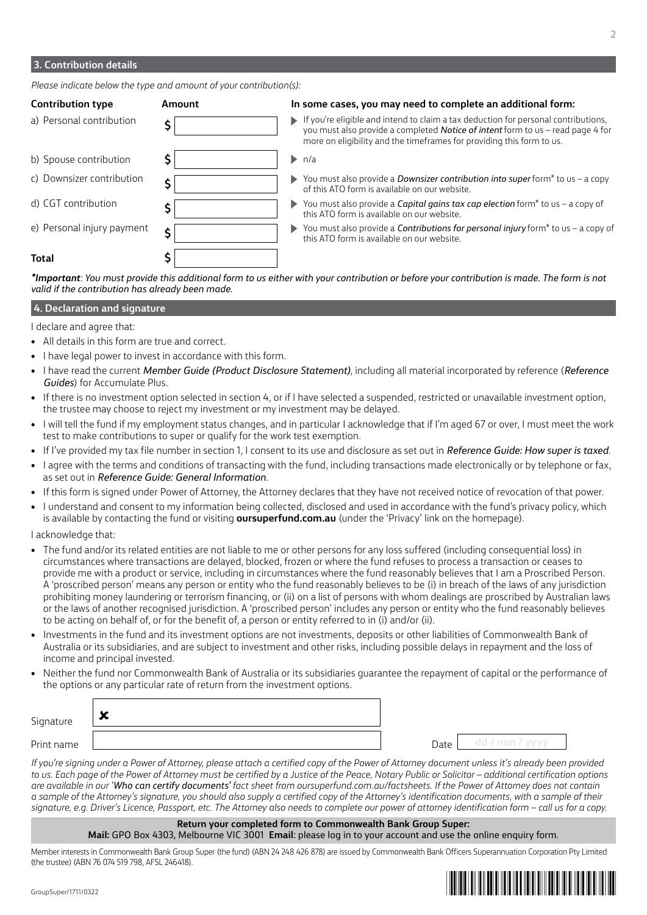## 3. Contribution details

*Please indicate below the type and amount of your contribution(s):*

| Contribution type | Amount | In some cases, you may need to complete an additional form: |
|---|---|---|
| a) Personal contribution | $ | If you're eligible and intend to claim a tax deduction for personal contributions, you must also provide a completed ***Notice of intent*** form to us – read page 4 for more on eligibility and the timeframes for providing this form to us. |
| b) Spouse contribution | $ | n/a |
| c) Downsizer contribution | $ | You must also provide a ***Downsizer contribution into super*** form* to us – a copy of this ATO form is available on our website. |
| d) CGT contribution | $ | You must also provide a ***Capital gains tax cap election*** form* to us – a copy of this ATO form is available on our website. |
| e) Personal injury payment | $ | You must also provide a ***Contributions for personal injury*** form* to us – a copy of this ATO form is available on our website. |
| **Total** | $ | |

***Important**: You must provide this additional form to us either with your contribution or before your contribution is made. The form is not valid if the contribution has already been made.*

## 4. Declaration and signature

I declare and agree that:

- All details in this form are true and correct.
- I have legal power to invest in accordance with this form.
- I have read the current *Member Guide (Product Disclosure Statement)*, including all material incorporated by reference (*Reference Guides*) for Accumulate Plus.
- If there is no investment option selected in section 4, or if I have selected a suspended, restricted or unavailable investment option, the trustee may choose to reject my investment or my investment may be delayed.
- I will tell the fund if my employment status changes, and in particular I acknowledge that if I'm aged 67 or over, I must meet the work test to make contributions to super or qualify for the work test exemption.
- If I've provided my tax file number in section 1, I consent to its use and disclosure as set out in *Reference Guide: How super is taxed*.
- I agree with the terms and conditions of transacting with the fund, including transactions made electronically or by telephone or fax, as set out in *Reference Guide: General Information*.
- If this form is signed under Power of Attorney, the Attorney declares that they have not received notice of revocation of that power.
- I understand and consent to my information being collected, disclosed and used in accordance with the fund's privacy policy, which is available by contacting the fund or visiting **oursuperfund.com.au** (under the 'Privacy' link on the homepage).

I acknowledge that:

- The fund and/or its related entities are not liable to me or other persons for any loss suffered (including consequential loss) in circumstances where transactions are delayed, blocked, frozen or where the fund refuses to process a transaction or ceases to provide me with a product or service, including in circumstances where the fund reasonably believes that I am a Proscribed Person. A 'proscribed person' means any person or entity who the fund reasonably believes to be (i) in breach of the laws of any jurisdiction prohibiting money laundering or terrorism financing, or (ii) on a list of persons with whom dealings are proscribed by Australian laws or the laws of another recognised jurisdiction. A 'proscribed person' includes any person or entity who the fund reasonably believes to be acting on behalf of, or for the benefit of, a person or entity referred to in (i) and/or (ii).
- Investments in the fund and its investment options are not investments, deposits or other liabilities of Commonwealth Bank of Australia or its subsidiaries, and are subject to investment and other risks, including possible delays in repayment and the loss of income and principal invested.
- Neither the fund nor Commonwealth Bank of Australia or its subsidiaries guarantee the repayment of capital or the performance of the options or any particular rate of return from the investment options.

Signature ✘

Print name

Date dd / mm / yyyy

*If you're signing under a Power of Attorney, please attach a certified copy of the Power of Attorney document unless it's already been provided to us. Each page of the Power of Attorney must be certified by a Justice of the Peace, Notary Public or Solicitor – additional certification options are available in our '**Who can certify documents'** fact sheet from oursuperfund.com.au/factsheets. If the Power of Attorney does not contain a sample of the Attorney's signature, you should also supply a certified copy of the Attorney's identification documents, with a sample of their signature, e.g. Driver's Licence, Passport, etc. The Attorney also needs to complete our power of attorney identification form – call us for a copy.*

**Return your completed form to Commonwealth Bank Group Super:**
**Mail:** GPO Box 4303, Melbourne VIC 3001 **Email**: please log in to your account and use the online enquiry form.

Member interests in Commonwealth Bank Group Super (the fund) (ABN 24 248 426 878) are issued by Commonwealth Bank Officers Superannuation Corporation Pty Limited (the trustee) (ABN 76 074 519 798, AFSL 246418).

GroupSuper/1711/0322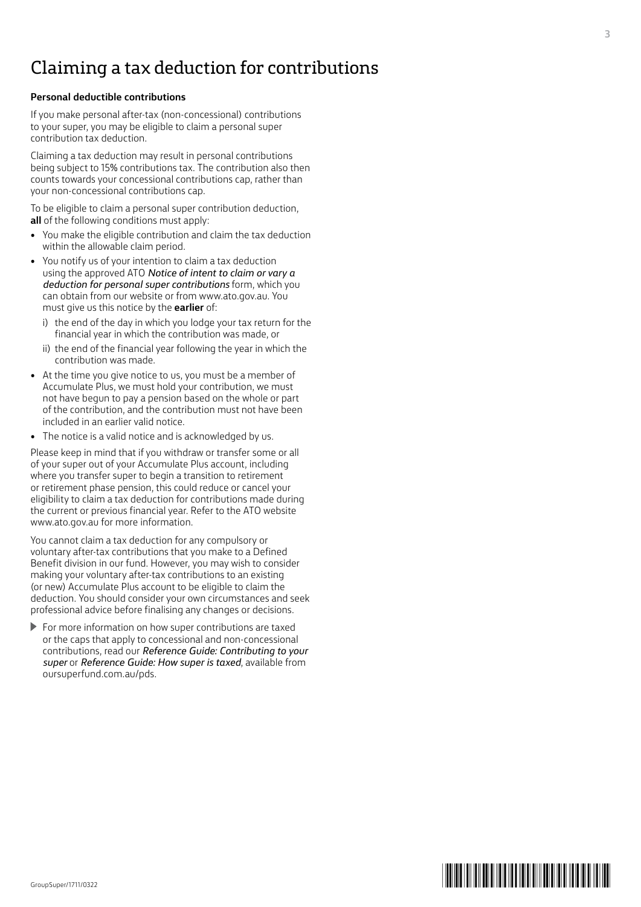# Claiming a tax deduction for contributions

**Personal deductible contributions**

If you make personal after-tax (non-concessional) contributions to your super, you may be eligible to claim a personal super contribution tax deduction.

Claiming a tax deduction may result in personal contributions being subject to 15% contributions tax. The contribution also then counts towards your concessional contributions cap, rather than your non-concessional contributions cap.

To be eligible to claim a personal super contribution deduction, **all** of the following conditions must apply:

- You make the eligible contribution and claim the tax deduction within the allowable claim period.
- You notify us of your intention to claim a tax deduction using the approved ATO *Notice of intent to claim or vary a deduction for personal super contributions* form, which you can obtain from our website or from www.ato.gov.au. You must give us this notice by the **earlier** of:
  i) the end of the day in which you lodge your tax return for the financial year in which the contribution was made, or
  ii) the end of the financial year following the year in which the contribution was made.
- At the time you give notice to us, you must be a member of Accumulate Plus, we must hold your contribution, we must not have begun to pay a pension based on the whole or part of the contribution, and the contribution must not have been included in an earlier valid notice.
- The notice is a valid notice and is acknowledged by us.

Please keep in mind that if you withdraw or transfer some or all of your super out of your Accumulate Plus account, including where you transfer super to begin a transition to retirement or retirement phase pension, this could reduce or cancel your eligibility to claim a tax deduction for contributions made during the current or previous financial year. Refer to the ATO website www.ato.gov.au for more information.

You cannot claim a tax deduction for any compulsory or voluntary after-tax contributions that you make to a Defined Benefit division in our fund. However, you may wish to consider making your voluntary after-tax contributions to an existing (or new) Accumulate Plus account to be eligible to claim the deduction. You should consider your own circumstances and seek professional advice before finalising any changes or decisions.

▶ For more information on how super contributions are taxed or the caps that apply to concessional and non-concessional contributions, read our *Reference Guide: Contributing to your super* or *Reference Guide: How super is taxed*, available from oursuperfund.com.au/pds.

GroupSuper/1711/0322